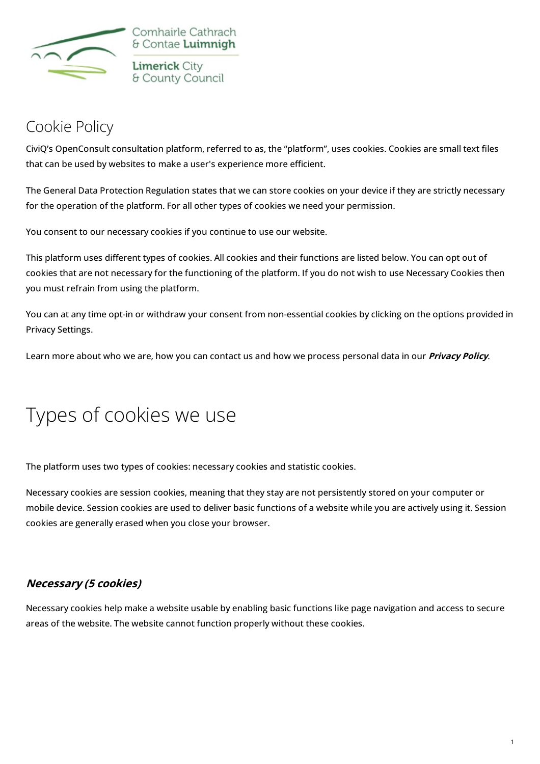Comhairle Cathrach & Contae **Luimnigh**

**Limerick** City & County Council

# Cookie Policy

CiviQ's OpenConsult consultation platform, referred to as, the "platform", uses cookies. Cookies are small text files that can be used by websites to make a user's experience more efficient.

The General Data Protection Regulation states that we can store cookies on your device if they are strictly necessary for the operation of the platform. For all other types of cookies we need your permission.

You consent to our necessary cookies if you continue to use our website.

This platform uses different types of cookies. All cookies and their functions are listed below. You can opt out of cookies that are not necessary for the functioning of the platform. If you do not wish to use Necessary Cookies then you must refrain from using the platform.

You can at any time opt-in or withdraw your consent from non-essential cookies by clicking on the options provided in Privacy Settings.

Learn more about who we are, how you can contact us and how we process personal data in our ***Privacy Policy***.

# Types of cookies we use

The platform uses two types of cookies: necessary cookies and statistic cookies.

Necessary cookies are session cookies, meaning that they stay are not persistently stored on your computer or mobile device. Session cookies are used to deliver basic functions of a website while you are actively using it. Session cookies are generally erased when you close your browser.

### *Necessary (5 cookies)*

Necessary cookies help make a website usable by enabling basic functions like page navigation and access to secure areas of the website. The website cannot function properly without these cookies.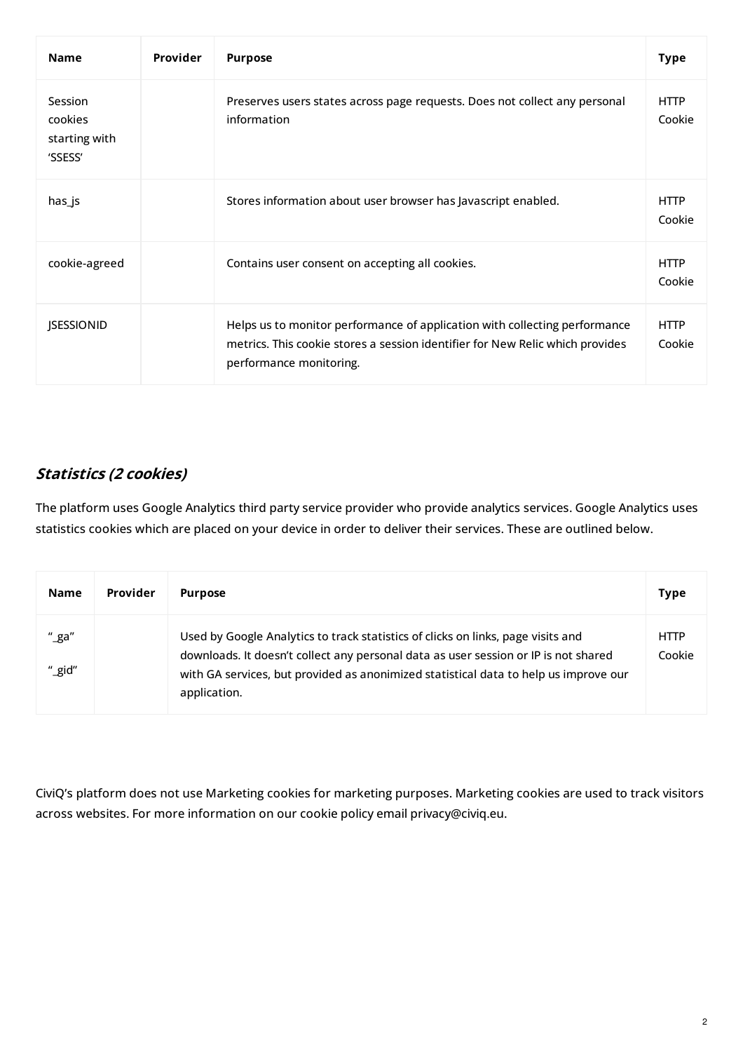| Name | Provider | Purpose | Type |
|---|---|---|---|
| Session cookies starting with 'SSESS' | | Preserves users states across page requests. Does not collect any personal information | HTTP Cookie |
| has_js | | Stores information about user browser has Javascript enabled. | HTTP Cookie |
| cookie-agreed | | Contains user consent on accepting all cookies. | HTTP Cookie |
| JSESSIONID | | Helps us to monitor performance of application with collecting performance metrics. This cookie stores a session identifier for New Relic which provides performance monitoring. | HTTP Cookie |

### *Statistics (2 cookies)*

The platform uses Google Analytics third party service provider who provide analytics services. Google Analytics uses statistics cookies which are placed on your device in order to deliver their services. These are outlined below.

| Name | Provider | Purpose | Type |
|---|---|---|---|
| "_ga" "_gid" | | Used by Google Analytics to track statistics of clicks on links, page visits and downloads. It doesn't collect any personal data as user session or IP is not shared with GA services, but provided as anonimized statistical data to help us improve our application. | HTTP Cookie |

CiviQ's platform does not use Marketing cookies for marketing purposes. Marketing cookies are used to track visitors across websites. For more information on our cookie policy email privacy@civiq.eu.